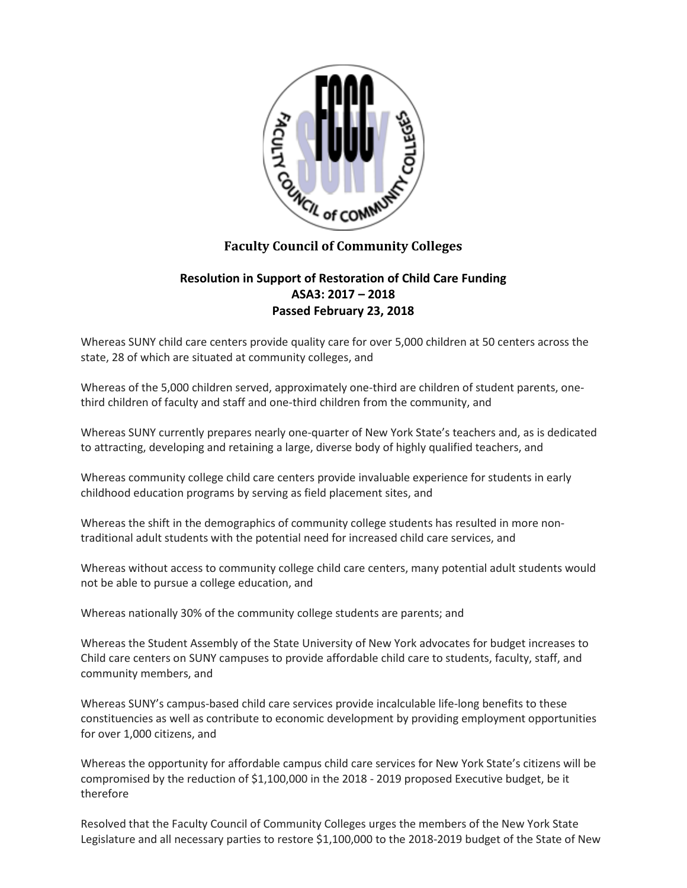# Faculty Council of Community Colleges

## Resolution in Support of Restoration of Child Care Funding
## ASA3: 2017 – 2018
## Passed February 23, 2018

Whereas SUNY child care centers provide quality care for over 5,000 children at 50 centers across the state, 28 of which are situated at community colleges, and

Whereas of the 5,000 children served, approximately one-third are children of student parents, one-third children of faculty and staff and one-third children from the community, and

Whereas SUNY currently prepares nearly one-quarter of New York State's teachers and, as is dedicated to attracting, developing and retaining a large, diverse body of highly qualified teachers, and

Whereas community college child care centers provide invaluable experience for students in early childhood education programs by serving as field placement sites, and

Whereas the shift in the demographics of community college students has resulted in more non-traditional adult students with the potential need for increased child care services, and

Whereas without access to community college child care centers, many potential adult students would not be able to pursue a college education, and

Whereas nationally 30% of the community college students are parents; and

Whereas the Student Assembly of the State University of New York advocates for budget increases to Child care centers on SUNY campuses to provide affordable child care to students, faculty, staff, and community members, and

Whereas SUNY's campus-based child care services provide incalculable life-long benefits to these constituencies as well as contribute to economic development by providing employment opportunities for over 1,000 citizens, and

Whereas the opportunity for affordable campus child care services for New York State's citizens will be compromised by the reduction of $1,100,000 in the 2018 - 2019 proposed Executive budget, be it therefore

Resolved that the Faculty Council of Community Colleges urges the members of the New York State Legislature and all necessary parties to restore $1,100,000 to the 2018-2019 budget of the State of New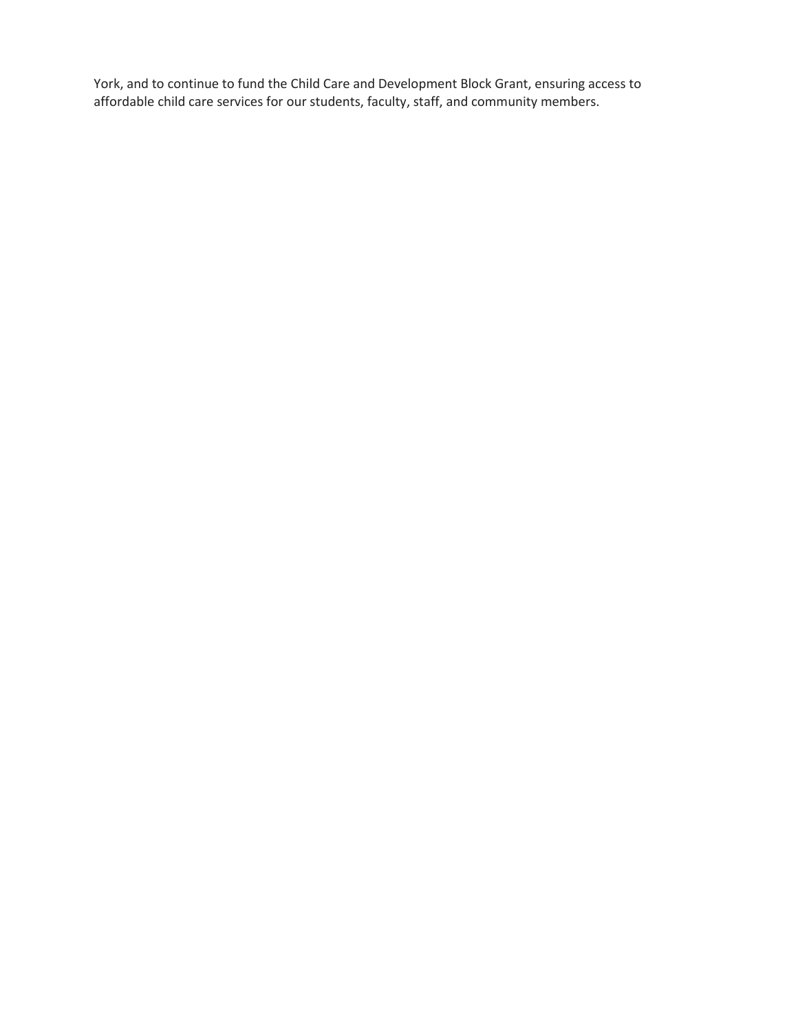York, and to continue to fund the Child Care and Development Block Grant, ensuring access to affordable child care services for our students, faculty, staff, and community members.